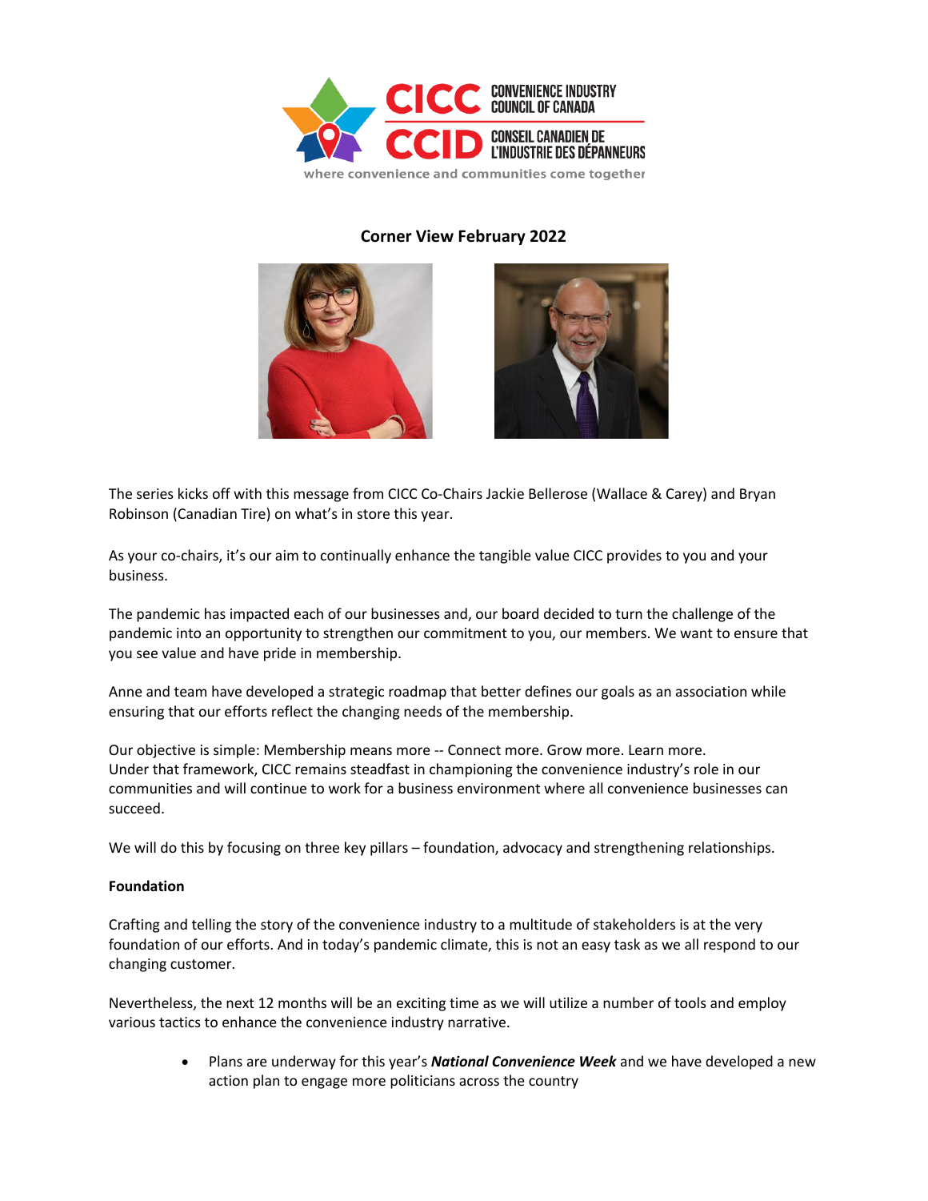CICC CONVENIENCE INDUSTRY COUNCIL OF CANADA

CCID CONSEIL CANADIEN DE L'INDUSTRIE DES DÉPANNEURS

where convenience and communities come together

## Corner View February 2022

The series kicks off with this message from CICC Co-Chairs Jackie Bellerose (Wallace & Carey) and Bryan Robinson (Canadian Tire) on what's in store this year.

As your co-chairs, it's our aim to continually enhance the tangible value CICC provides to you and your business.

The pandemic has impacted each of our businesses and, our board decided to turn the challenge of the pandemic into an opportunity to strengthen our commitment to you, our members. We want to ensure that you see value and have pride in membership.

Anne and team have developed a strategic roadmap that better defines our goals as an association while ensuring that our efforts reflect the changing needs of the membership.

Our objective is simple: Membership means more -- Connect more. Grow more. Learn more.
Under that framework, CICC remains steadfast in championing the convenience industry's role in our communities and will continue to work for a business environment where all convenience businesses can succeed.

We will do this by focusing on three key pillars – foundation, advocacy and strengthening relationships.

**Foundation**

Crafting and telling the story of the convenience industry to a multitude of stakeholders is at the very foundation of our efforts. And in today's pandemic climate, this is not an easy task as we all respond to our changing customer.

Nevertheless, the next 12 months will be an exciting time as we will utilize a number of tools and employ various tactics to enhance the convenience industry narrative.

- Plans are underway for this year's ***National Convenience Week*** and we have developed a new action plan to engage more politicians across the country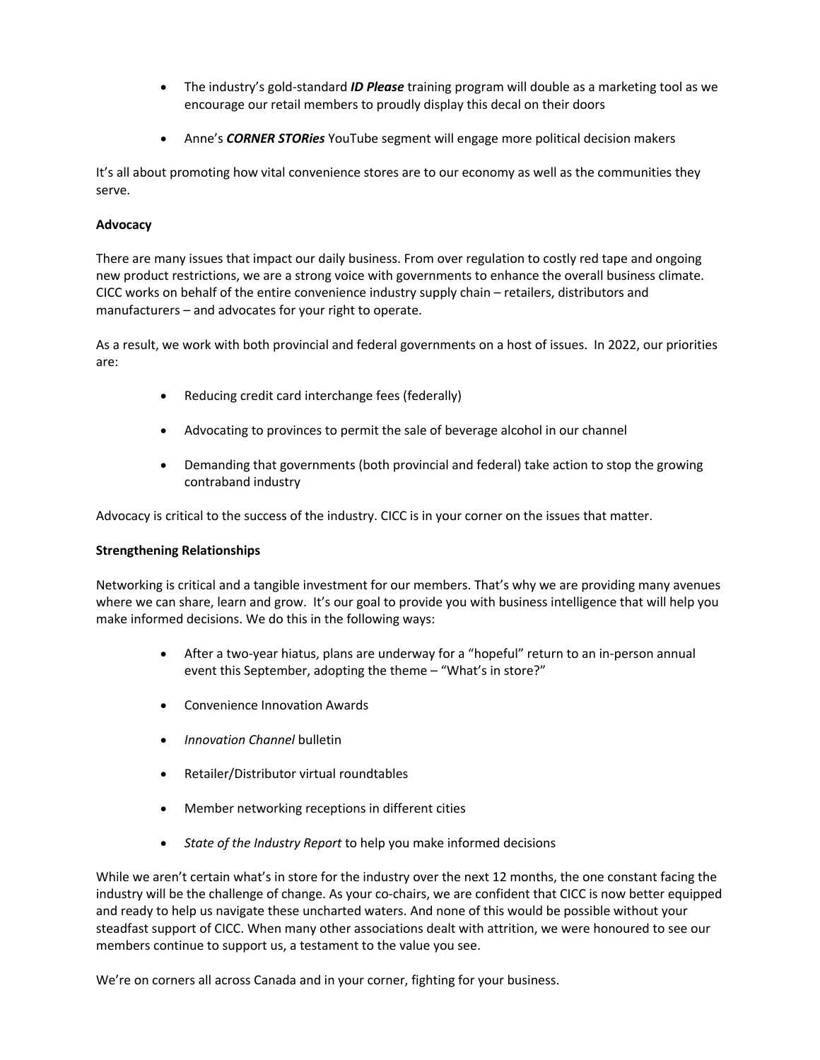- The industry's gold-standard ***ID Please*** training program will double as a marketing tool as we encourage our retail members to proudly display this decal on their doors

- Anne's ***CORNER STORies*** YouTube segment will engage more political decision makers

It's all about promoting how vital convenience stores are to our economy as well as the communities they serve.

**Advocacy**

There are many issues that impact our daily business. From over regulation to costly red tape and ongoing new product restrictions, we are a strong voice with governments to enhance the overall business climate. CICC works on behalf of the entire convenience industry supply chain – retailers, distributors and manufacturers – and advocates for your right to operate.

As a result, we work with both provincial and federal governments on a host of issues. In 2022, our priorities are:

- Reducing credit card interchange fees (federally)

- Advocating to provinces to permit the sale of beverage alcohol in our channel

- Demanding that governments (both provincial and federal) take action to stop the growing contraband industry

Advocacy is critical to the success of the industry. CICC is in your corner on the issues that matter.

**Strengthening Relationships**

Networking is critical and a tangible investment for our members. That's why we are providing many avenues where we can share, learn and grow. It's our goal to provide you with business intelligence that will help you make informed decisions. We do this in the following ways:

- After a two-year hiatus, plans are underway for a "hopeful" return to an in-person annual event this September, adopting the theme – "What's in store?"

- Convenience Innovation Awards

- *Innovation Channel* bulletin

- Retailer/Distributor virtual roundtables

- Member networking receptions in different cities

- *State of the Industry Report* to help you make informed decisions

While we aren't certain what's in store for the industry over the next 12 months, the one constant facing the industry will be the challenge of change. As your co-chairs, we are confident that CICC is now better equipped and ready to help us navigate these uncharted waters. And none of this would be possible without your steadfast support of CICC. When many other associations dealt with attrition, we were honoured to see our members continue to support us, a testament to the value you see.

We're on corners all across Canada and in your corner, fighting for your business.